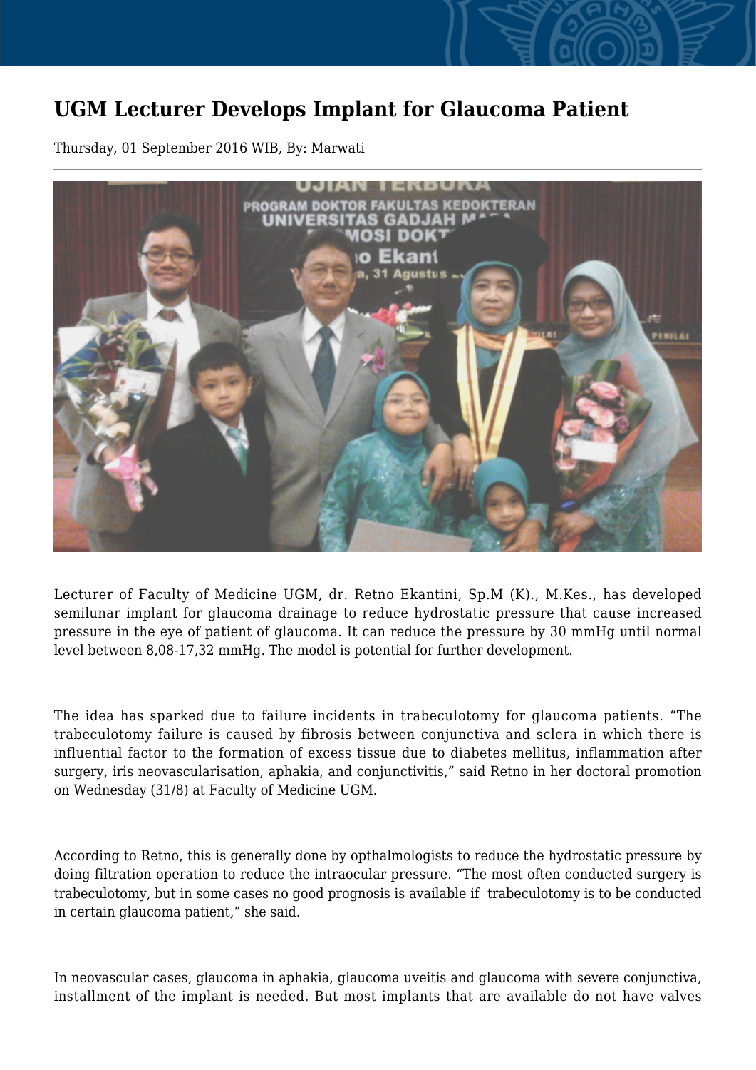# UGM Lecturer Develops Implant for Glaucoma Patient

Thursday, 01 September 2016 WIB, By: Marwati

Lecturer of Faculty of Medicine UGM, dr. Retno Ekantini, Sp.M (K)., M.Kes., has developed semilunar implant for glaucoma drainage to reduce hydrostatic pressure that cause increased pressure in the eye of patient of glaucoma. It can reduce the pressure by 30 mmHg until normal level between 8,08-17,32 mmHg. The model is potential for further development.

The idea has sparked due to failure incidents in trabeculotomy for glaucoma patients. "The trabeculotomy failure is caused by fibrosis between conjunctiva and sclera in which there is influential factor to the formation of excess tissue due to diabetes mellitus, inflammation after surgery, iris neovascularisation, aphakia, and conjunctivitis," said Retno in her doctoral promotion on Wednesday (31/8) at Faculty of Medicine UGM.

According to Retno, this is generally done by opthalmologists to reduce the hydrostatic pressure by doing filtration operation to reduce the intraocular pressure. "The most often conducted surgery is trabeculotomy, but in some cases no good prognosis is available if trabeculotomy is to be conducted in certain glaucoma patient," she said.

In neovascular cases, glaucoma in aphakia, glaucoma uveitis and glaucoma with severe conjunctiva, installment of the implant is needed. But most implants that are available do not have valves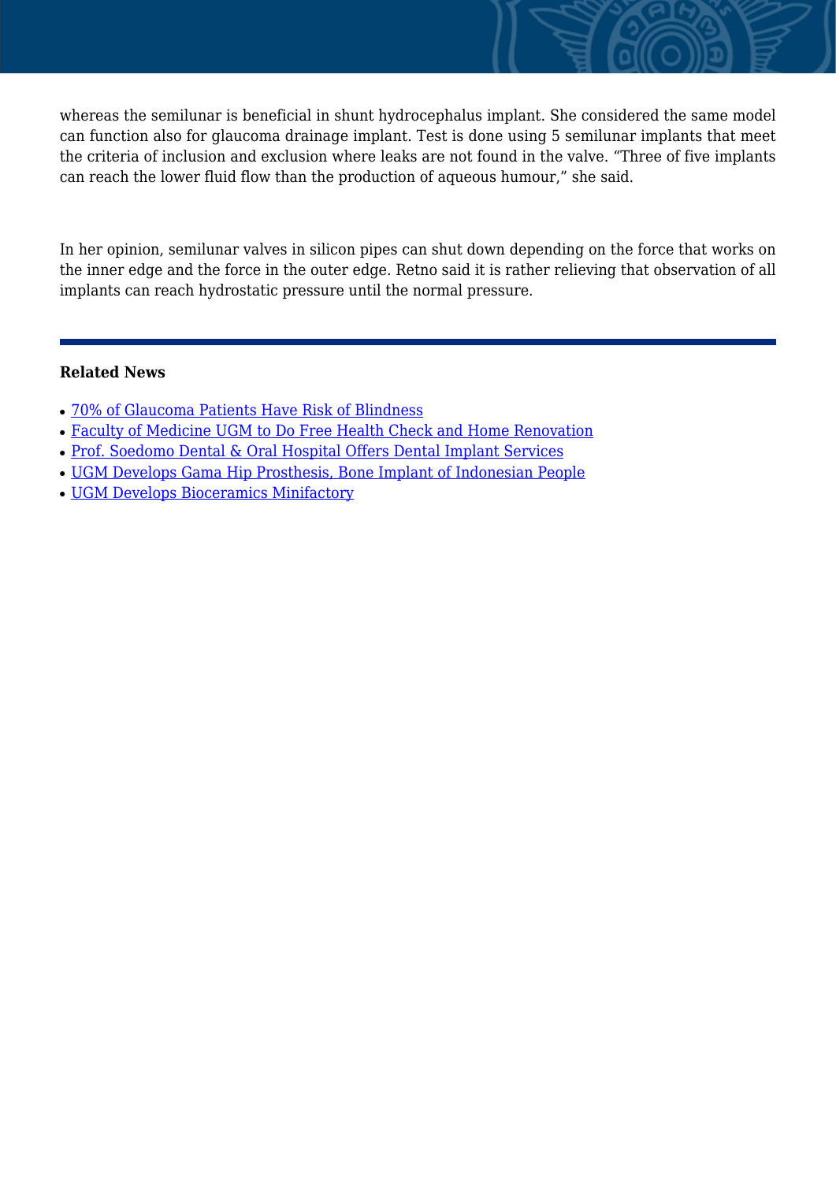whereas the semilunar is beneficial in shunt hydrocephalus implant. She considered the same model can function also for glaucoma drainage implant. Test is done using 5 semilunar implants that meet the criteria of inclusion and exclusion where leaks are not found in the valve. "Three of five implants can reach the lower fluid flow than the production of aqueous humour," she said.

In her opinion, semilunar valves in silicon pipes can shut down depending on the force that works on the inner edge and the force in the outer edge. Retno said it is rather relieving that observation of all implants can reach hydrostatic pressure until the normal pressure.

---

**Related News**

- [70% of Glaucoma Patients Have Risk of Blindness]
- [Faculty of Medicine UGM to Do Free Health Check and Home Renovation]
- [Prof. Soedomo Dental & Oral Hospital Offers Dental Implant Services]
- [UGM Develops Gama Hip Prosthesis, Bone Implant of Indonesian People]
- [UGM Develops Bioceramics Minifactory]